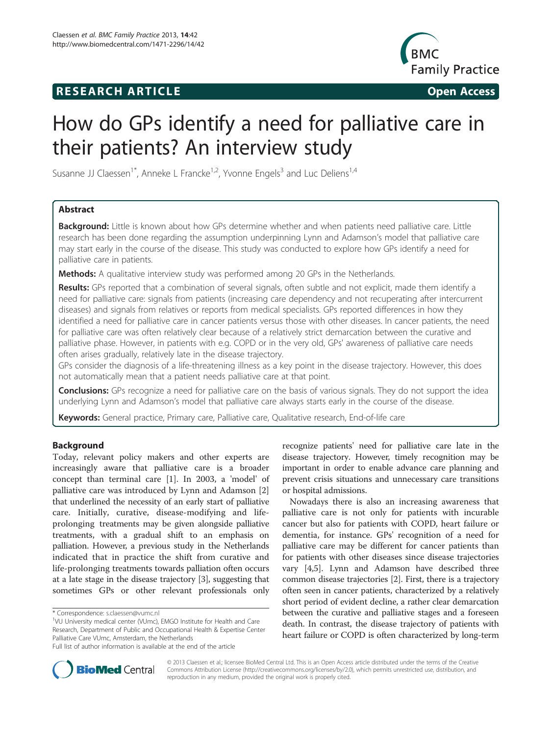RESEARCH ARTICLE Open Access

# How do GPs identify a need for palliative care in their patients? An interview study

Susanne JJ Claessen[1*], Anneke L Francke[1,2], Yvonne Engels[3] and Luc Deliens[1,4]

## Abstract

**Background:** Little is known about how GPs determine whether and when patients need palliative care. Little research has been done regarding the assumption underpinning Lynn and Adamson's model that palliative care may start early in the course of the disease. This study was conducted to explore how GPs identify a need for palliative care in patients.

**Methods:** A qualitative interview study was performed among 20 GPs in the Netherlands.

**Results:** GPs reported that a combination of several signals, often subtle and not explicit, made them identify a need for palliative care: signals from patients (increasing care dependency and not recuperating after intercurrent diseases) and signals from relatives or reports from medical specialists. GPs reported differences in how they identified a need for palliative care in cancer patients versus those with other diseases. In cancer patients, the need for palliative care was often relatively clear because of a relatively strict demarcation between the curative and palliative phase. However, in patients with e.g. COPD or in the very old, GPs' awareness of palliative care needs often arises gradually, relatively late in the disease trajectory.

GPs consider the diagnosis of a life-threatening illness as a key point in the disease trajectory. However, this does not automatically mean that a patient needs palliative care at that point.

**Conclusions:** GPs recognize a need for palliative care on the basis of various signals. They do not support the idea underlying Lynn and Adamson's model that palliative care always starts early in the course of the disease.

**Keywords:** General practice, Primary care, Palliative care, Qualitative research, End-of-life care

## Background

Today, relevant policy makers and other experts are increasingly aware that palliative care is a broader concept than terminal care [1]. In 2003, a 'model' of palliative care was introduced by Lynn and Adamson [2] that underlined the necessity of an early start of palliative care. Initially, curative, disease-modifying and life-prolonging treatments may be given alongside palliative treatments, with a gradual shift to an emphasis on palliation. However, a previous study in the Netherlands indicated that in practice the shift from curative and life-prolonging treatments towards palliation often occurs at a late stage in the disease trajectory [3], suggesting that sometimes GPs or other relevant professionals only recognize patients' need for palliative care late in the disease trajectory. However, timely recognition may be important in order to enable advance care planning and prevent crisis situations and unnecessary care transitions or hospital admissions.

Nowadays there is also an increasing awareness that palliative care is not only for patients with incurable cancer but also for patients with COPD, heart failure or dementia, for instance. GPs' recognition of a need for palliative care may be different for cancer patients than for patients with other diseases since disease trajectories vary [4,5]. Lynn and Adamson have described three common disease trajectories [2]. First, there is a trajectory often seen in cancer patients, characterized by a relatively short period of evident decline, a rather clear demarcation between the curative and palliative stages and a foreseen death. In contrast, the disease trajectory of patients with heart failure or COPD is often characterized by long-term

\* Correspondence: s.claessen@vumc.nl
[1]VU University medical center (VUmc), EMGO Institute for Health and Care Research, Department of Public and Occupational Health & Expertise Center Palliative Care VUmc, Amsterdam, the Netherlands
Full list of author information is available at the end of the article

© 2013 Claessen et al.; licensee BioMed Central Ltd. This is an Open Access article distributed under the terms of the Creative Commons Attribution License (http://creativecommons.org/licenses/by/2.0), which permits unrestricted use, distribution, and reproduction in any medium, provided the original work is properly cited.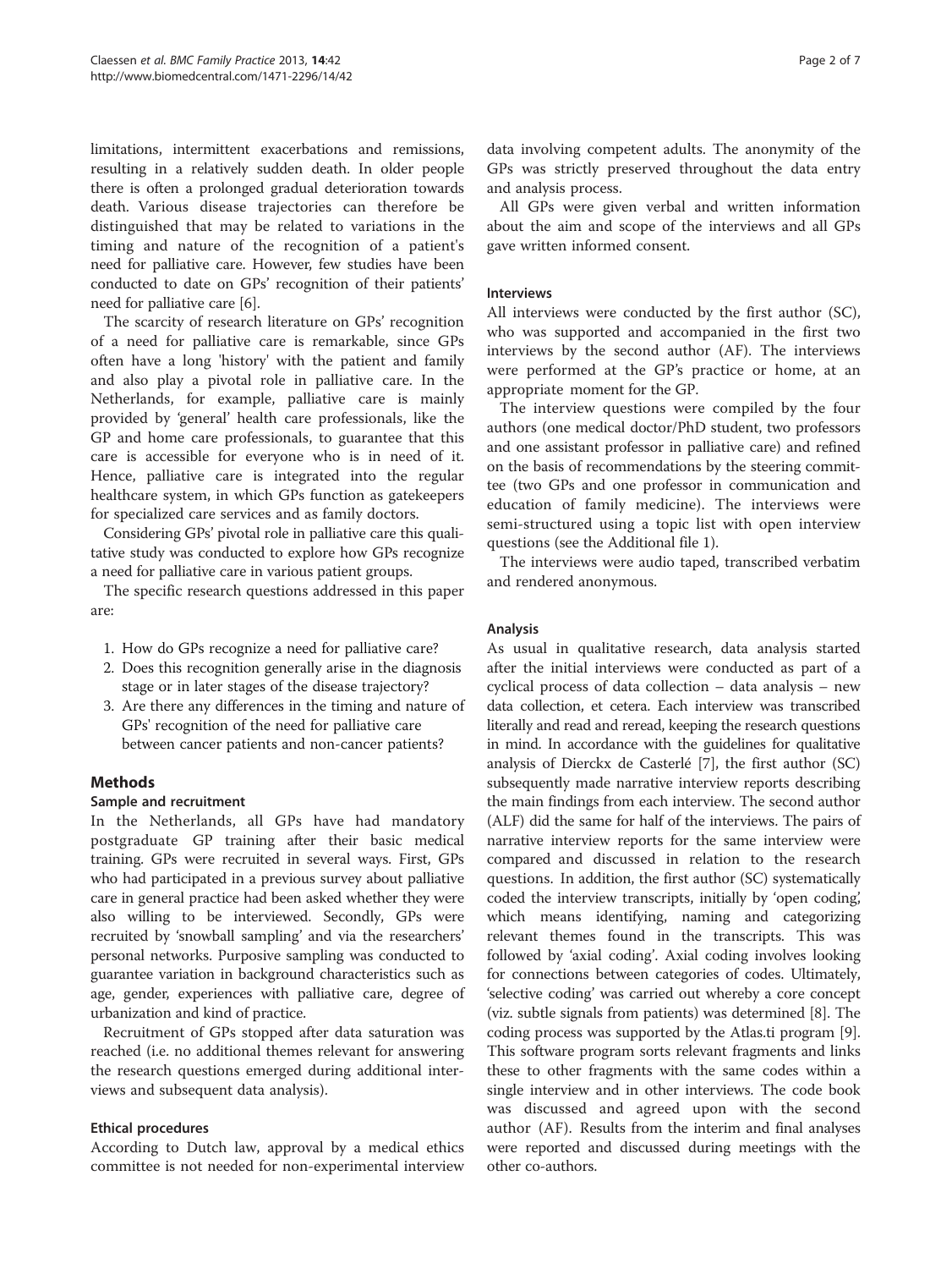limitations, intermittent exacerbations and remissions, resulting in a relatively sudden death. In older people there is often a prolonged gradual deterioration towards death. Various disease trajectories can therefore be distinguished that may be related to variations in the timing and nature of the recognition of a patient's need for palliative care. However, few studies have been conducted to date on GPs' recognition of their patients' need for palliative care [6].

The scarcity of research literature on GPs' recognition of a need for palliative care is remarkable, since GPs often have a long 'history' with the patient and family and also play a pivotal role in palliative care. In the Netherlands, for example, palliative care is mainly provided by 'general' health care professionals, like the GP and home care professionals, to guarantee that this care is accessible for everyone who is in need of it. Hence, palliative care is integrated into the regular healthcare system, in which GPs function as gatekeepers for specialized care services and as family doctors.

Considering GPs' pivotal role in palliative care this qualitative study was conducted to explore how GPs recognize a need for palliative care in various patient groups.

The specific research questions addressed in this paper are:

1. How do GPs recognize a need for palliative care?
2. Does this recognition generally arise in the diagnosis stage or in later stages of the disease trajectory?
3. Are there any differences in the timing and nature of GPs' recognition of the need for palliative care between cancer patients and non-cancer patients?

## Methods

### Sample and recruitment

In the Netherlands, all GPs have had mandatory postgraduate GP training after their basic medical training. GPs were recruited in several ways. First, GPs who had participated in a previous survey about palliative care in general practice had been asked whether they were also willing to be interviewed. Secondly, GPs were recruited by 'snowball sampling' and via the researchers' personal networks. Purposive sampling was conducted to guarantee variation in background characteristics such as age, gender, experiences with palliative care, degree of urbanization and kind of practice.

Recruitment of GPs stopped after data saturation was reached (i.e. no additional themes relevant for answering the research questions emerged during additional interviews and subsequent data analysis).

### Ethical procedures

According to Dutch law, approval by a medical ethics committee is not needed for non-experimental interview data involving competent adults. The anonymity of the GPs was strictly preserved throughout the data entry and analysis process.

All GPs were given verbal and written information about the aim and scope of the interviews and all GPs gave written informed consent.

### Interviews

All interviews were conducted by the first author (SC), who was supported and accompanied in the first two interviews by the second author (AF). The interviews were performed at the GP's practice or home, at an appropriate moment for the GP.

The interview questions were compiled by the four authors (one medical doctor/PhD student, two professors and one assistant professor in palliative care) and refined on the basis of recommendations by the steering committee (two GPs and one professor in communication and education of family medicine). The interviews were semi-structured using a topic list with open interview questions (see the Additional file 1).

The interviews were audio taped, transcribed verbatim and rendered anonymous.

### Analysis

As usual in qualitative research, data analysis started after the initial interviews were conducted as part of a cyclical process of data collection – data analysis – new data collection, et cetera. Each interview was transcribed literally and read and reread, keeping the research questions in mind. In accordance with the guidelines for qualitative analysis of Dierckx de Casterlé [7], the first author (SC) subsequently made narrative interview reports describing the main findings from each interview. The second author (ALF) did the same for half of the interviews. The pairs of narrative interview reports for the same interview were compared and discussed in relation to the research questions. In addition, the first author (SC) systematically coded the interview transcripts, initially by 'open coding,' which means identifying, naming and categorizing relevant themes found in the transcripts. This was followed by 'axial coding'. Axial coding involves looking for connections between categories of codes. Ultimately, 'selective coding' was carried out whereby a core concept (viz. subtle signals from patients) was determined [8]. The coding process was supported by the Atlas.ti program [9]. This software program sorts relevant fragments and links these to other fragments with the same codes within a single interview and in other interviews. The code book was discussed and agreed upon with the second author (AF). Results from the interim and final analyses were reported and discussed during meetings with the other co-authors.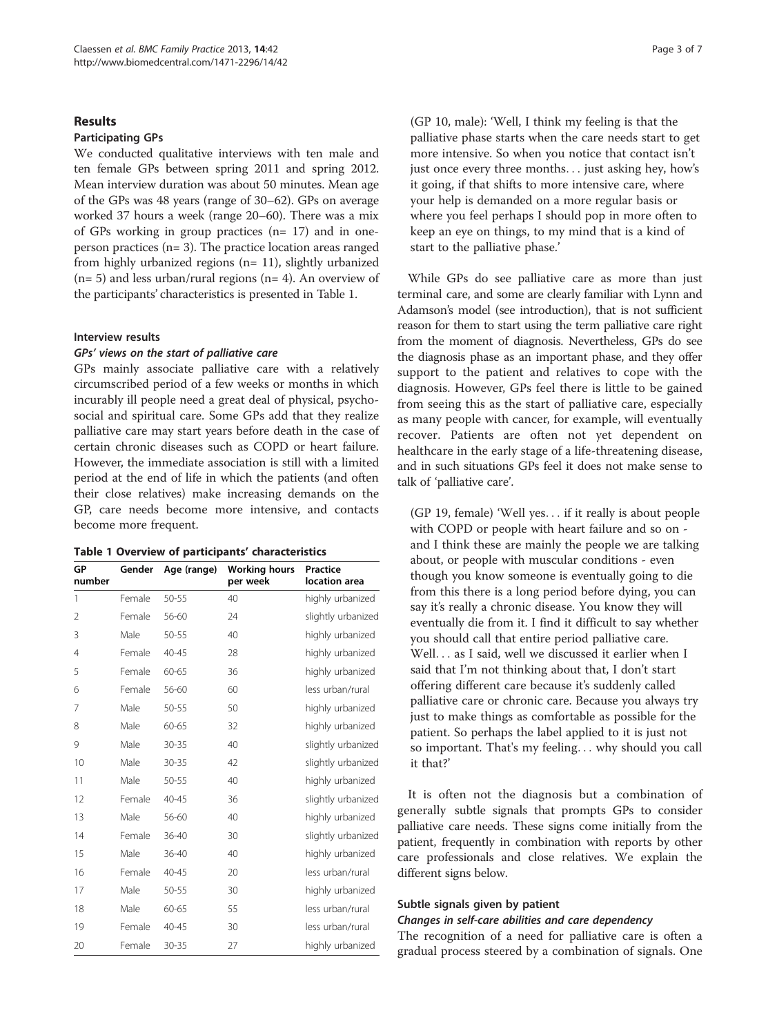## Results

### Participating GPs

We conducted qualitative interviews with ten male and ten female GPs between spring 2011 and spring 2012. Mean interview duration was about 50 minutes. Mean age of the GPs was 48 years (range of 30–62). GPs on average worked 37 hours a week (range 20–60). There was a mix of GPs working in group practices (n= 17) and in one-person practices (n= 3). The practice location areas ranged from highly urbanized regions (n= 11), slightly urbanized (n= 5) and less urban/rural regions (n= 4). An overview of the participants' characteristics is presented in Table 1.

### Interview results

#### *GPs' views on the start of palliative care*

GPs mainly associate palliative care with a relatively circumscribed period of a few weeks or months in which incurably ill people need a great deal of physical, psychosocial and spiritual care. Some GPs add that they realize palliative care may start years before death in the case of certain chronic diseases such as COPD or heart failure. However, the immediate association is still with a limited period at the end of life in which the patients (and often their close relatives) make increasing demands on the GP, care needs become more intensive, and contacts become more frequent.

**Table 1 Overview of participants' characteristics**

| GP number | Gender | Age (range) | Working hours per week | Practice location area |
|---|---|---|---|---|
| 1 | Female | 50-55 | 40 | highly urbanized |
| 2 | Female | 56-60 | 24 | slightly urbanized |
| 3 | Male | 50-55 | 40 | highly urbanized |
| 4 | Female | 40-45 | 28 | highly urbanized |
| 5 | Female | 60-65 | 36 | highly urbanized |
| 6 | Female | 56-60 | 60 | less urban/rural |
| 7 | Male | 50-55 | 50 | highly urbanized |
| 8 | Male | 60-65 | 32 | highly urbanized |
| 9 | Male | 30-35 | 40 | slightly urbanized |
| 10 | Male | 30-35 | 42 | slightly urbanized |
| 11 | Male | 50-55 | 40 | highly urbanized |
| 12 | Female | 40-45 | 36 | slightly urbanized |
| 13 | Male | 56-60 | 40 | highly urbanized |
| 14 | Female | 36-40 | 30 | slightly urbanized |
| 15 | Male | 36-40 | 40 | highly urbanized |
| 16 | Female | 40-45 | 20 | less urban/rural |
| 17 | Male | 50-55 | 30 | highly urbanized |
| 18 | Male | 60-65 | 55 | less urban/rural |
| 19 | Female | 40-45 | 30 | less urban/rural |
| 20 | Female | 30-35 | 27 | highly urbanized |

(GP 10, male): 'Well, I think my feeling is that the palliative phase starts when the care needs start to get more intensive. So when you notice that contact isn't just once every three months… just asking hey, how's it going, if that shifts to more intensive care, where your help is demanded on a more regular basis or where you feel perhaps I should pop in more often to keep an eye on things, to my mind that is a kind of start to the palliative phase.'

While GPs do see palliative care as more than just terminal care, and some are clearly familiar with Lynn and Adamson's model (see introduction), that is not sufficient reason for them to start using the term palliative care right from the moment of diagnosis. Nevertheless, GPs do see the diagnosis phase as an important phase, and they offer support to the patient and relatives to cope with the diagnosis. However, GPs feel there is little to be gained from seeing this as the start of palliative care, especially as many people with cancer, for example, will eventually recover. Patients are often not yet dependent on healthcare in the early stage of a life-threatening disease, and in such situations GPs feel it does not make sense to talk of 'palliative care'.

(GP 19, female) 'Well yes… if it really is about people with COPD or people with heart failure and so on - and I think these are mainly the people we are talking about, or people with muscular conditions - even though you know someone is eventually going to die from this there is a long period before dying, you can say it's really a chronic disease. You know they will eventually die from it. I find it difficult to say whether you should call that entire period palliative care. Well… as I said, well we discussed it earlier when I said that I'm not thinking about that, I don't start offering different care because it's suddenly called palliative care or chronic care. Because you always try just to make things as comfortable as possible for the patient. So perhaps the label applied to it is just not so important. That's my feeling… why should you call it that?'

It is often not the diagnosis but a combination of generally subtle signals that prompts GPs to consider palliative care needs. These signs come initially from the patient, frequently in combination with reports by other care professionals and close relatives. We explain the different signs below.

### Subtle signals given by patient

#### *Changes in self-care abilities and care dependency*

The recognition of a need for palliative care is often a gradual process steered by a combination of signals. One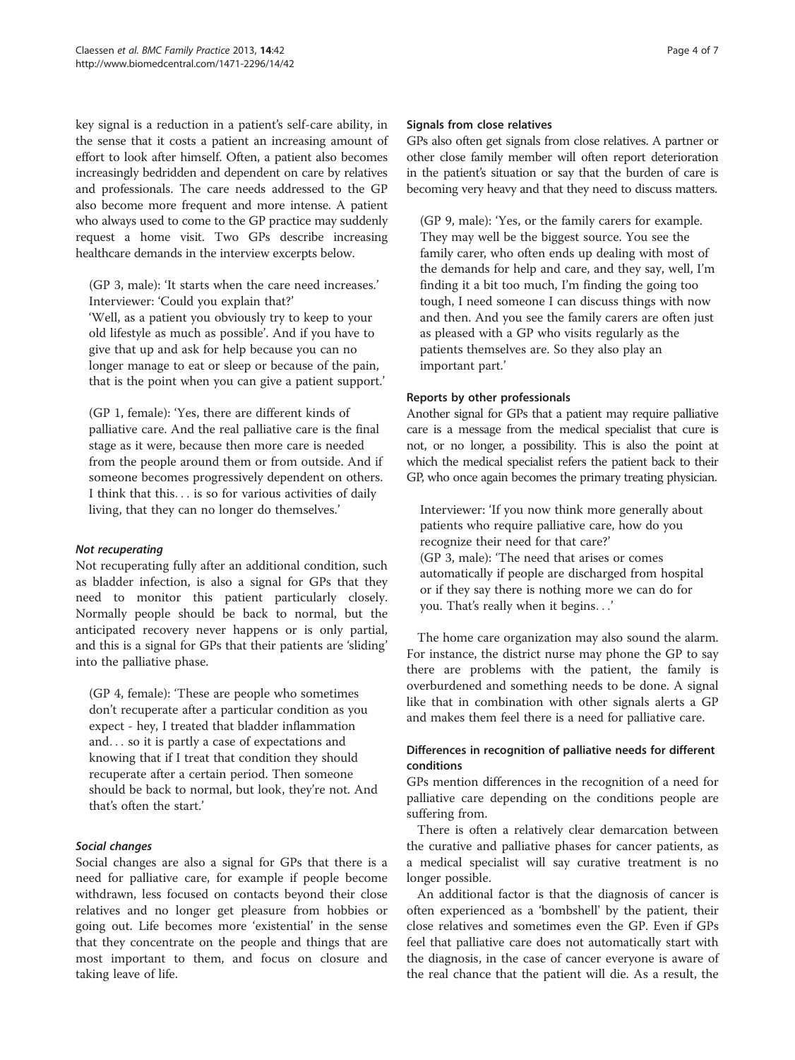key signal is a reduction in a patient's self-care ability, in the sense that it costs a patient an increasing amount of effort to look after himself. Often, a patient also becomes increasingly bedridden and dependent on care by relatives and professionals. The care needs addressed to the GP also become more frequent and more intense. A patient who always used to come to the GP practice may suddenly request a home visit. Two GPs describe increasing healthcare demands in the interview excerpts below.

> (GP 3, male): 'It starts when the care need increases.' Interviewer: 'Could you explain that?'
> 'Well, as a patient you obviously try to keep to your old lifestyle as much as possible'. And if you have to give that up and ask for help because you can no longer manage to eat or sleep or because of the pain, that is the point when you can give a patient support.'

> (GP 1, female): 'Yes, there are different kinds of palliative care. And the real palliative care is the final stage as it were, because then more care is needed from the people around them or from outside. And if someone becomes progressively dependent on others. I think that this… is so for various activities of daily living, that they can no longer do themselves.'

#### *Not recuperating*

Not recuperating fully after an additional condition, such as bladder infection, is also a signal for GPs that they need to monitor this patient particularly closely. Normally people should be back to normal, but the anticipated recovery never happens or is only partial, and this is a signal for GPs that their patients are 'sliding' into the palliative phase.

> (GP 4, female): 'These are people who sometimes don't recuperate after a particular condition as you expect - hey, I treated that bladder inflammation and… so it is partly a case of expectations and knowing that if I treat that condition they should recuperate after a certain period. Then someone should be back to normal, but look, they're not. And that's often the start.'

#### *Social changes*

Social changes are also a signal for GPs that there is a need for palliative care, for example if people become withdrawn, less focused on contacts beyond their close relatives and no longer get pleasure from hobbies or going out. Life becomes more 'existential' in the sense that they concentrate on the people and things that are most important to them, and focus on closure and taking leave of life.

### Signals from close relatives

GPs also often get signals from close relatives. A partner or other close family member will often report deterioration in the patient's situation or say that the burden of care is becoming very heavy and that they need to discuss matters.

> (GP 9, male): 'Yes, or the family carers for example. They may well be the biggest source. You see the family carer, who often ends up dealing with most of the demands for help and care, and they say, well, I'm finding it a bit too much, I'm finding the going too tough, I need someone I can discuss things with now and then. And you see the family carers are often just as pleased with a GP who visits regularly as the patients themselves are. So they also play an important part.'

### Reports by other professionals

Another signal for GPs that a patient may require palliative care is a message from the medical specialist that cure is not, or no longer, a possibility. This is also the point at which the medical specialist refers the patient back to their GP, who once again becomes the primary treating physician.

> Interviewer: 'If you now think more generally about patients who require palliative care, how do you recognize their need for that care?'
> (GP 3, male): 'The need that arises or comes automatically if people are discharged from hospital or if they say there is nothing more we can do for you. That's really when it begins…'

The home care organization may also sound the alarm. For instance, the district nurse may phone the GP to say there are problems with the patient, the family is overburdened and something needs to be done. A signal like that in combination with other signals alerts a GP and makes them feel there is a need for palliative care.

### Differences in recognition of palliative needs for different conditions

GPs mention differences in the recognition of a need for palliative care depending on the conditions people are suffering from.

There is often a relatively clear demarcation between the curative and palliative phases for cancer patients, as a medical specialist will say curative treatment is no longer possible.

An additional factor is that the diagnosis of cancer is often experienced as a 'bombshell' by the patient, their close relatives and sometimes even the GP. Even if GPs feel that palliative care does not automatically start with the diagnosis, in the case of cancer everyone is aware of the real chance that the patient will die. As a result, the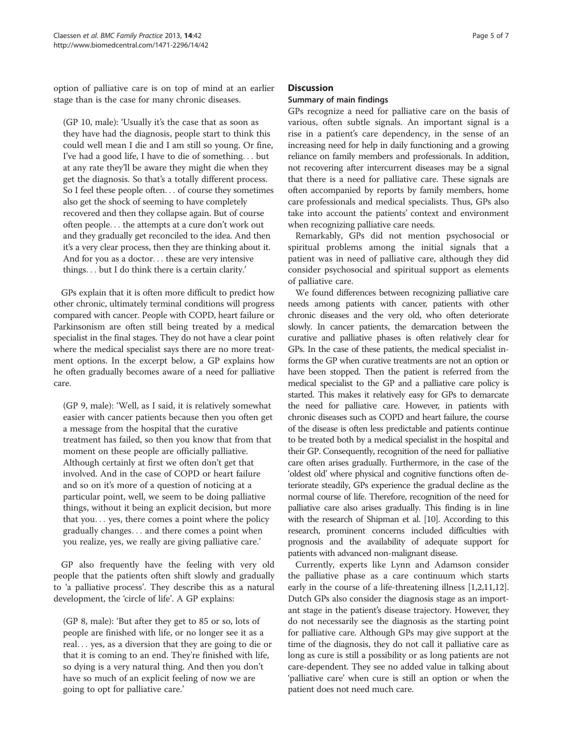option of palliative care is on top of mind at an earlier stage than is the case for many chronic diseases.

> (GP 10, male): 'Usually it's the case that as soon as they have had the diagnosis, people start to think this could well mean I die and I am still so young. Or fine, I've had a good life, I have to die of something… but at any rate they'll be aware they might die when they get the diagnosis. So that's a totally different process. So I feel these people often… of course they sometimes also get the shock of seeming to have completely recovered and then they collapse again. But of course often people… the attempts at a cure don't work out and they gradually get reconciled to the idea. And then it's a very clear process, then they are thinking about it. And for you as a doctor… these are very intensive things… but I do think there is a certain clarity.'

GPs explain that it is often more difficult to predict how other chronic, ultimately terminal conditions will progress compared with cancer. People with COPD, heart failure or Parkinsonism are often still being treated by a medical specialist in the final stages. They do not have a clear point where the medical specialist says there are no more treatment options. In the excerpt below, a GP explains how he often gradually becomes aware of a need for palliative care.

> (GP 9, male): 'Well, as I said, it is relatively somewhat easier with cancer patients because then you often get a message from the hospital that the curative treatment has failed, so then you know that from that moment on these people are officially palliative. Although certainly at first we often don't get that involved. And in the case of COPD or heart failure and so on it's more of a question of noticing at a particular point, well, we seem to be doing palliative things, without it being an explicit decision, but more that you… yes, there comes a point where the policy gradually changes… and there comes a point when you realize, yes, we really are giving palliative care.'

GP also frequently have the feeling with very old people that the patients often shift slowly and gradually to 'a palliative process'. They describe this as a natural development, the 'circle of life'. A GP explains:

> (GP 8, male): 'But after they get to 85 or so, lots of people are finished with life, or no longer see it as a real… yes, as a diversion that they are going to die or that it is coming to an end. They're finished with life, so dying is a very natural thing. And then you don't have so much of an explicit feeling of now we are going to opt for palliative care.'

## Discussion

### Summary of main findings

GPs recognize a need for palliative care on the basis of various, often subtle signals. An important signal is a rise in a patient's care dependency, in the sense of an increasing need for help in daily functioning and a growing reliance on family members and professionals. In addition, not recovering after intercurrent diseases may be a signal that there is a need for palliative care. These signals are often accompanied by reports by family members, home care professionals and medical specialists. Thus, GPs also take into account the patients' context and environment when recognizing palliative care needs.

Remarkably, GPs did not mention psychosocial or spiritual problems among the initial signals that a patient was in need of palliative care, although they did consider psychosocial and spiritual support as elements of palliative care.

We found differences between recognizing palliative care needs among patients with cancer, patients with other chronic diseases and the very old, who often deteriorate slowly. In cancer patients, the demarcation between the curative and palliative phases is often relatively clear for GPs. In the case of these patients, the medical specialist informs the GP when curative treatments are not an option or have been stopped. Then the patient is referred from the medical specialist to the GP and a palliative care policy is started. This makes it relatively easy for GPs to demarcate the need for palliative care. However, in patients with chronic diseases such as COPD and heart failure, the course of the disease is often less predictable and patients continue to be treated both by a medical specialist in the hospital and their GP. Consequently, recognition of the need for palliative care often arises gradually. Furthermore, in the case of the 'oldest old' where physical and cognitive functions often deteriorate steadily, GPs experience the gradual decline as the normal course of life. Therefore, recognition of the need for palliative care also arises gradually. This finding is in line with the research of Shipman et al. [10]. According to this research, prominent concerns included difficulties with prognosis and the availability of adequate support for patients with advanced non-malignant disease.

Currently, experts like Lynn and Adamson consider the palliative phase as a care continuum which starts early in the course of a life-threatening illness [1,2,11,12]. Dutch GPs also consider the diagnosis stage as an important stage in the patient's disease trajectory. However, they do not necessarily see the diagnosis as the starting point for palliative care. Although GPs may give support at the time of the diagnosis, they do not call it palliative care as long as cure is still a possibility or as long patients are not care-dependent. They see no added value in talking about 'palliative care' when cure is still an option or when the patient does not need much care.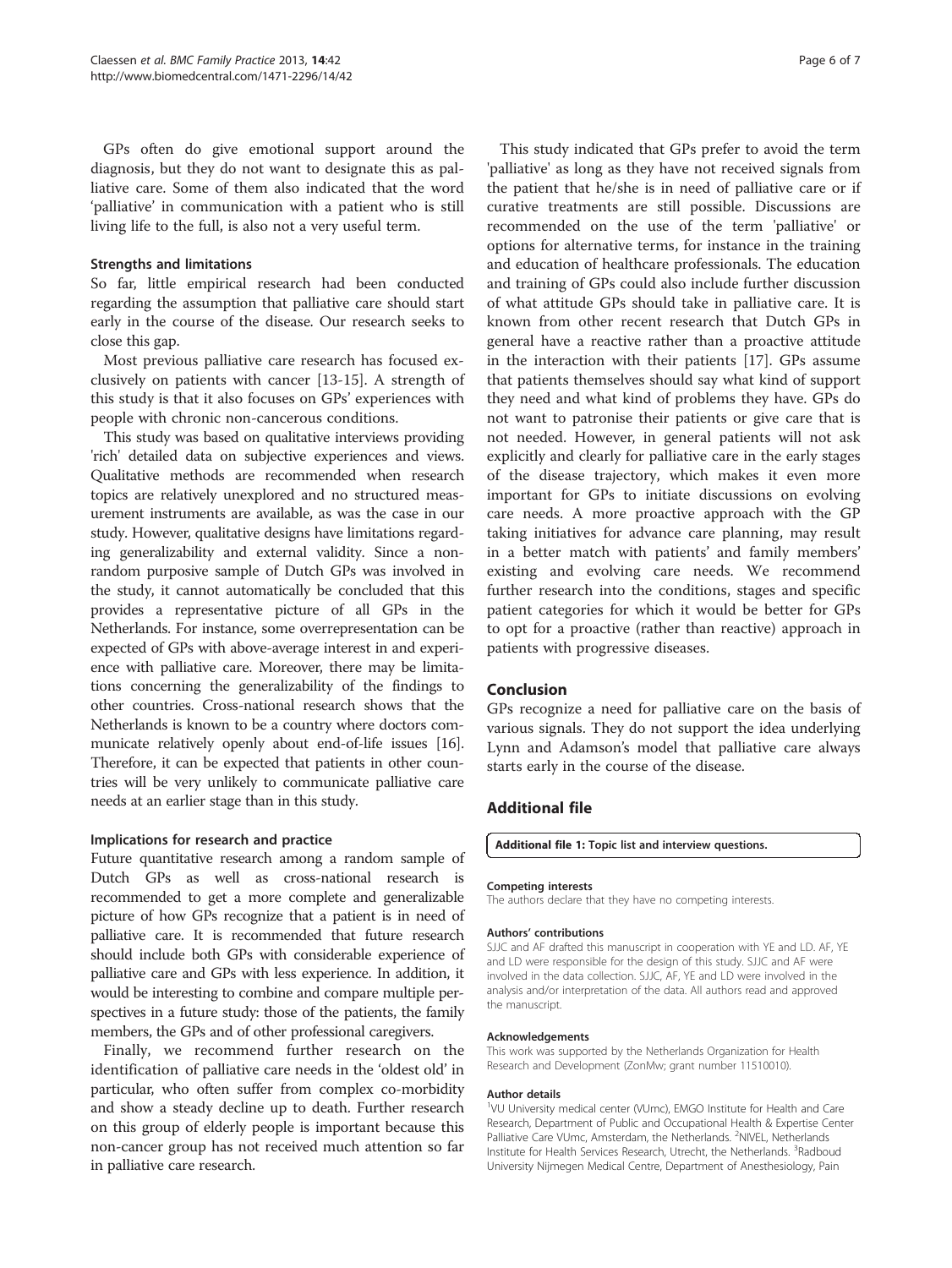GPs often do give emotional support around the diagnosis, but they do not want to designate this as palliative care. Some of them also indicated that the word 'palliative' in communication with a patient who is still living life to the full, is also not a very useful term.

### Strengths and limitations

So far, little empirical research had been conducted regarding the assumption that palliative care should start early in the course of the disease. Our research seeks to close this gap.

Most previous palliative care research has focused exclusively on patients with cancer [13-15]. A strength of this study is that it also focuses on GPs' experiences with people with chronic non-cancerous conditions.

This study was based on qualitative interviews providing 'rich' detailed data on subjective experiences and views. Qualitative methods are recommended when research topics are relatively unexplored and no structured measurement instruments are available, as was the case in our study. However, qualitative designs have limitations regarding generalizability and external validity. Since a non-random purposive sample of Dutch GPs was involved in the study, it cannot automatically be concluded that this provides a representative picture of all GPs in the Netherlands. For instance, some overrepresentation can be expected of GPs with above-average interest in and experience with palliative care. Moreover, there may be limitations concerning the generalizability of the findings to other countries. Cross-national research shows that the Netherlands is known to be a country where doctors communicate relatively openly about end-of-life issues [16]. Therefore, it can be expected that patients in other countries will be very unlikely to communicate palliative care needs at an earlier stage than in this study.

### Implications for research and practice

Future quantitative research among a random sample of Dutch GPs as well as cross-national research is recommended to get a more complete and generalizable picture of how GPs recognize that a patient is in need of palliative care. It is recommended that future research should include both GPs with considerable experience of palliative care and GPs with less experience. In addition, it would be interesting to combine and compare multiple perspectives in a future study: those of the patients, the family members, the GPs and of other professional caregivers.

Finally, we recommend further research on the identification of palliative care needs in the 'oldest old' in particular, who often suffer from complex co-morbidity and show a steady decline up to death. Further research on this group of elderly people is important because this non-cancer group has not received much attention so far in palliative care research.

This study indicated that GPs prefer to avoid the term 'palliative' as long as they have not received signals from the patient that he/she is in need of palliative care or if curative treatments are still possible. Discussions are recommended on the use of the term 'palliative' or options for alternative terms, for instance in the training and education of healthcare professionals. The education and training of GPs could also include further discussion of what attitude GPs should take in palliative care. It is known from other recent research that Dutch GPs in general have a reactive rather than a proactive attitude in the interaction with their patients [17]. GPs assume that patients themselves should say what kind of support they need and what kind of problems they have. GPs do not want to patronise their patients or give care that is not needed. However, in general patients will not ask explicitly and clearly for palliative care in the early stages of the disease trajectory, which makes it even more important for GPs to initiate discussions on evolving care needs. A more proactive approach with the GP taking initiatives for advance care planning, may result in a better match with patients' and family members' existing and evolving care needs. We recommend further research into the conditions, stages and specific patient categories for which it would be better for GPs to opt for a proactive (rather than reactive) approach in patients with progressive diseases.

## Conclusion

GPs recognize a need for palliative care on the basis of various signals. They do not support the idea underlying Lynn and Adamson's model that palliative care always starts early in the course of the disease.

## Additional file

**Additional file 1:** Topic list and interview questions.

#### Competing interests

The authors declare that they have no competing interests.

#### Authors' contributions

SJJC and AF drafted this manuscript in cooperation with YE and LD. AF, YE and LD were responsible for the design of this study. SJJC and AF were involved in the data collection. SJJC, AF, YE and LD were involved in the analysis and/or interpretation of the data. All authors read and approved the manuscript.

#### Acknowledgements

This work was supported by the Netherlands Organization for Health Research and Development (ZonMw; grant number 11510010).

#### Author details

[1]VU University medical center (VUmc), EMGO Institute for Health and Care Research, Department of Public and Occupational Health & Expertise Center Palliative Care VUmc, Amsterdam, the Netherlands. [2]NIVEL, Netherlands Institute for Health Services Research, Utrecht, the Netherlands. [3]Radboud University Nijmegen Medical Centre, Department of Anesthesiology, Pain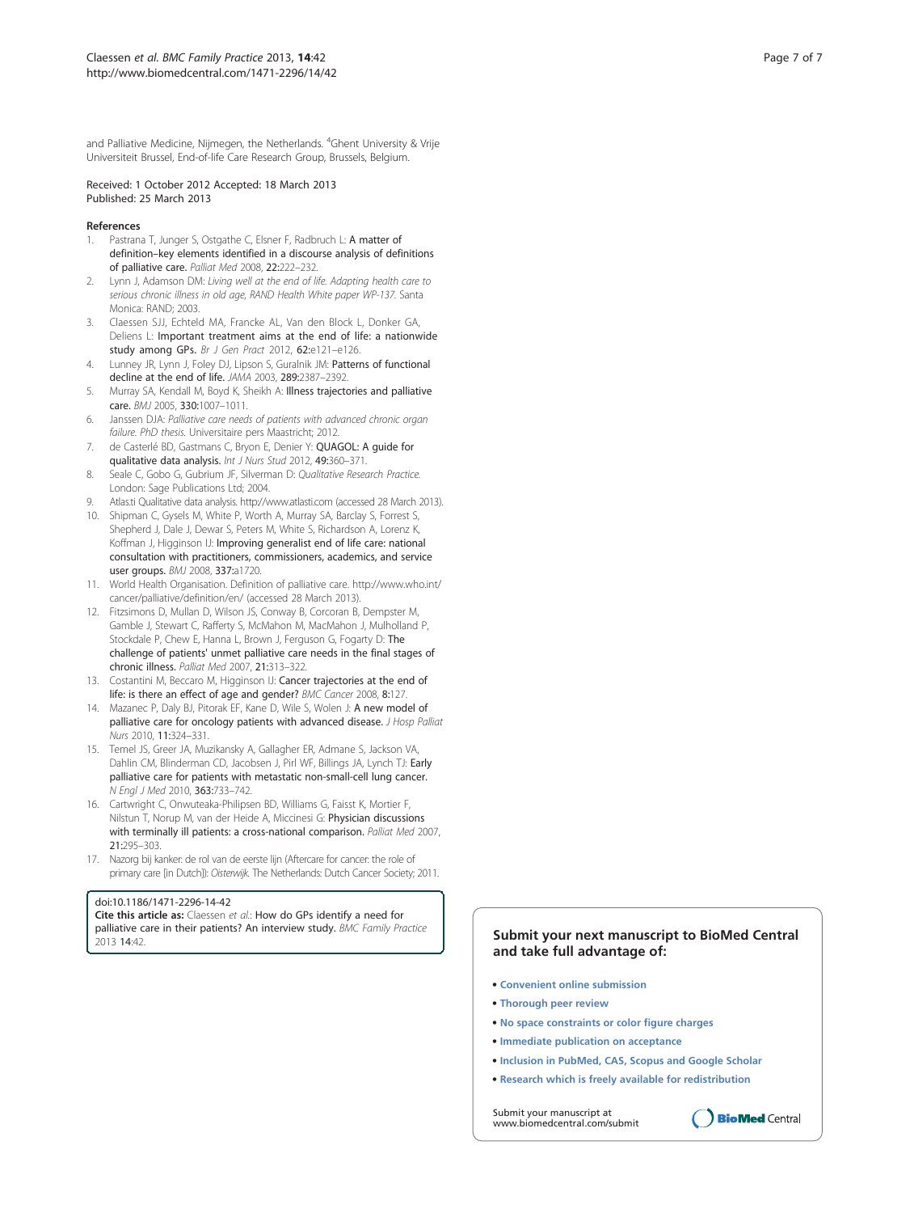and Palliative Medicine, Nijmegen, the Netherlands. [4]Ghent University & Vrije Universiteit Brussel, End-of-life Care Research Group, Brussels, Belgium.

Received: 1 October 2012 Accepted: 18 March 2013
Published: 25 March 2013

## References

1. Pastrana T, Junger S, Ostgathe C, Elsner F, Radbruch L: **A matter of definition–key elements identified in a discourse analysis of definitions of palliative care.** *Palliat Med* 2008, **22:**222–232.
2. Lynn J, Adamson DM: *Living well at the end of life. Adapting health care to serious chronic illness in old age, RAND Health White paper WP-137.* Santa Monica: RAND; 2003.
3. Claessen SJJ, Echteld MA, Francke AL, Van den Block L, Donker GA, Deliens L: **Important treatment aims at the end of life: a nationwide study among GPs.** *Br J Gen Pract* 2012, **62:**e121–e126.
4. Lunney JR, Lynn J, Foley DJ, Lipson S, Guralnik JM: **Patterns of functional decline at the end of life.** *JAMA* 2003, **289:**2387–2392.
5. Murray SA, Kendall M, Boyd K, Sheikh A: **Illness trajectories and palliative care.** *BMJ* 2005, **330:**1007–1011.
6. Janssen DJA: *Palliative care needs of patients with advanced chronic organ failure. PhD thesis.* Universitaire pers Maastricht; 2012.
7. de Casterlé BD, Gastmans C, Bryon E, Denier Y: **QUAGOL: A guide for qualitative data analysis.** *Int J Nurs Stud* 2012, **49:**360–371.
8. Seale C, Gobo G, Gubrium JF, Silverman D: *Qualitative Research Practice.* London: Sage Publications Ltd; 2004.
9. Atlas.ti Qualitative data analysis. http://www.atlasti.com (accessed 28 March 2013).
10. Shipman C, Gysels M, White P, Worth A, Murray SA, Barclay S, Forrest S, Shepherd J, Dale J, Dewar S, Peters M, White S, Richardson A, Lorenz K, Koffman J, Higginson IJ: **Improving generalist end of life care: national consultation with practitioners, commissioners, academics, and service user groups.** *BMJ* 2008, **337:**a1720.
11. World Health Organisation. Definition of palliative care. http://www.who.int/cancer/palliative/definition/en/ (accessed 28 March 2013).
12. Fitzsimons D, Mullan D, Wilson JS, Conway B, Corcoran B, Dempster M, Gamble J, Stewart C, Rafferty S, McMahon M, MacMahon J, Mulholland P, Stockdale P, Chew E, Hanna L, Brown J, Ferguson G, Fogarty D: **The challenge of patients' unmet palliative care needs in the final stages of chronic illness.** *Palliat Med* 2007, **21:**313–322.
13. Costantini M, Beccaro M, Higginson IJ: **Cancer trajectories at the end of life: is there an effect of age and gender?** *BMC Cancer* 2008, **8:**127.
14. Mazanec P, Daly BJ, Pitorak EF, Kane D, Wile S, Wolen J: **A new model of palliative care for oncology patients with advanced disease.** *J Hosp Palliat Nurs* 2010, **11:**324–331.
15. Temel JS, Greer JA, Muzikansky A, Gallagher ER, Admane S, Jackson VA, Dahlin CM, Blinderman CD, Jacobsen J, Pirl WF, Billings JA, Lynch TJ: **Early palliative care for patients with metastatic non-small-cell lung cancer.** *N Engl J Med* 2010, **363:**733–742.
16. Cartwright C, Onwuteaka-Philipsen BD, Williams G, Faisst K, Mortier F, Nilstun T, Norup M, van der Heide A, Miccinesi G: **Physician discussions with terminally ill patients: a cross-national comparison.** *Palliat Med* 2007, **21:**295–303.
17. Nazorg bij kanker: de rol van de eerste lijn (Aftercare for cancer: the role of primary care [in Dutch]): *Oisterwijk.* The Netherlands: Dutch Cancer Society; 2011.

doi:10.1186/1471-2296-14-42
**Cite this article as:** Claessen *et al.*: How do GPs identify a need for palliative care in their patients? An interview study. *BMC Family Practice* 2013 **14**:42.

**Submit your next manuscript to BioMed Central and take full advantage of:**

- **Convenient online submission**
- **Thorough peer review**
- **No space constraints or color figure charges**
- **Immediate publication on acceptance**
- **Inclusion in PubMed, CAS, Scopus and Google Scholar**
- **Research which is freely available for redistribution**

Submit your manuscript at
www.biomedcentral.com/submit

BioMed Central